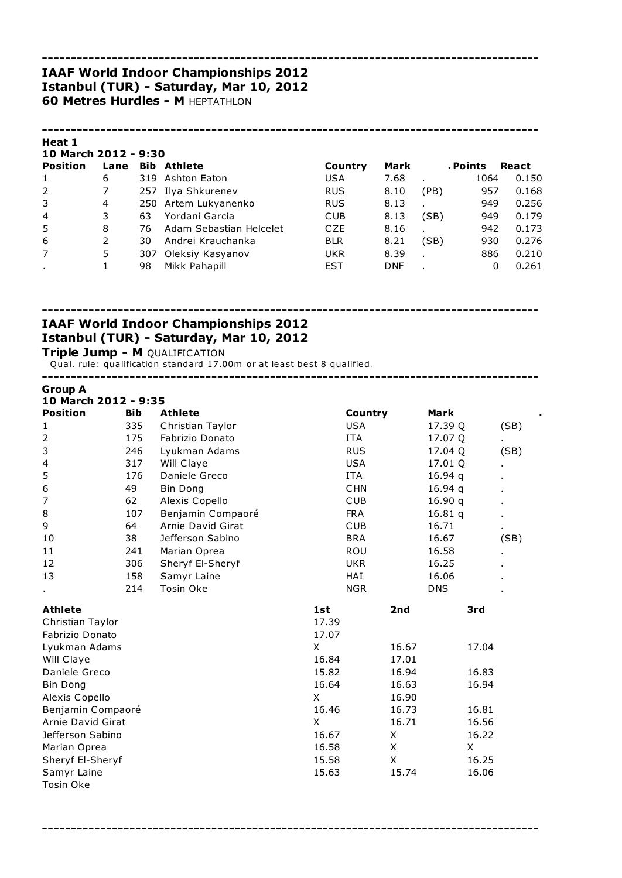## IAAF World Indoor Championships 2012
## Istanbul (TUR) - Saturday, Mar 10, 2012
### 60 Metres Hurdles - M HEPTATHLON

**Heat 1**
**10 March 2012 - 9:30**

| Position | Lane | Bib | Athlete | Country | Mark | . | Points | React |
|---|---|---|---|---|---|---|---|---|
| 1 | 6 | 319 | Ashton Eaton | USA | 7.68 | . | 1064 | 0.150 |
| 2 | 7 | 257 | Ilya Shkurenev | RUS | 8.10 | (PB) | 957 | 0.168 |
| 3 | 4 | 250 | Artem Lukyanenko | RUS | 8.13 | . | 949 | 0.256 |
| 4 | 3 | 63 | Yordani García | CUB | 8.13 | (SB) | 949 | 0.179 |
| 5 | 8 | 76 | Adam Sebastian Helcelet | CZE | 8.16 | . | 942 | 0.173 |
| 6 | 2 | 30 | Andrei Krauchanka | BLR | 8.21 | (SB) | 930 | 0.276 |
| 7 | 5 | 307 | Oleksiy Kasyanov | UKR | 8.39 | . | 886 | 0.210 |
| . | 1 | 98 | Mikk Pahapill | EST | DNF | . | 0 | 0.261 |

## IAAF World Indoor Championships 2012
## Istanbul (TUR) - Saturday, Mar 10, 2012
### Triple Jump - M QUALIFICATION

Qual. rule: qualification standard 17.00m or at least best 8 qualified.

**Group A**
**10 March 2012 - 9:35**

| Position | Bib | Athlete | Country | Mark | . |
|---|---|---|---|---|---|
| 1 | 335 | Christian Taylor | USA | 17.39 Q | (SB) |
| 2 | 175 | Fabrizio Donato | ITA | 17.07 Q | . |
| 3 | 246 | Lyukman Adams | RUS | 17.04 Q | (SB) |
| 4 | 317 | Will Claye | USA | 17.01 Q | . |
| 5 | 176 | Daniele Greco | ITA | 16.94 q | . |
| 6 | 49 | Bin Dong | CHN | 16.94 q | . |
| 7 | 62 | Alexis Copello | CUB | 16.90 q | . |
| 8 | 107 | Benjamin Compaoré | FRA | 16.81 q | . |
| 9 | 64 | Arnie David Girat | CUB | 16.71 | . |
| 10 | 38 | Jefferson Sabino | BRA | 16.67 | (SB) |
| 11 | 241 | Marian Oprea | ROU | 16.58 | . |
| 12 | 306 | Sheryf El-Sheryf | UKR | 16.25 | . |
| 13 | 158 | Samyr Laine | HAI | 16.06 | . |
| . | 214 | Tosin Oke | NGR | DNS | . |

| Athlete | 1st | 2nd | 3rd |
|---|---|---|---|
| Christian Taylor | 17.39 | | |
| Fabrizio Donato | 17.07 | | |
| Lyukman Adams | X | 16.67 | 17.04 |
| Will Claye | 16.84 | 17.01 | |
| Daniele Greco | 15.82 | 16.94 | 16.83 |
| Bin Dong | 16.64 | 16.63 | 16.94 |
| Alexis Copello | X | 16.90 | |
| Benjamin Compaoré | 16.46 | 16.73 | 16.81 |
| Arnie David Girat | X | 16.71 | 16.56 |
| Jefferson Sabino | 16.67 | X | 16.22 |
| Marian Oprea | 16.58 | X | X |
| Sheryf El-Sheryf | 15.58 | X | 16.25 |
| Samyr Laine | 15.63 | 15.74 | 16.06 |
| Tosin Oke | | | |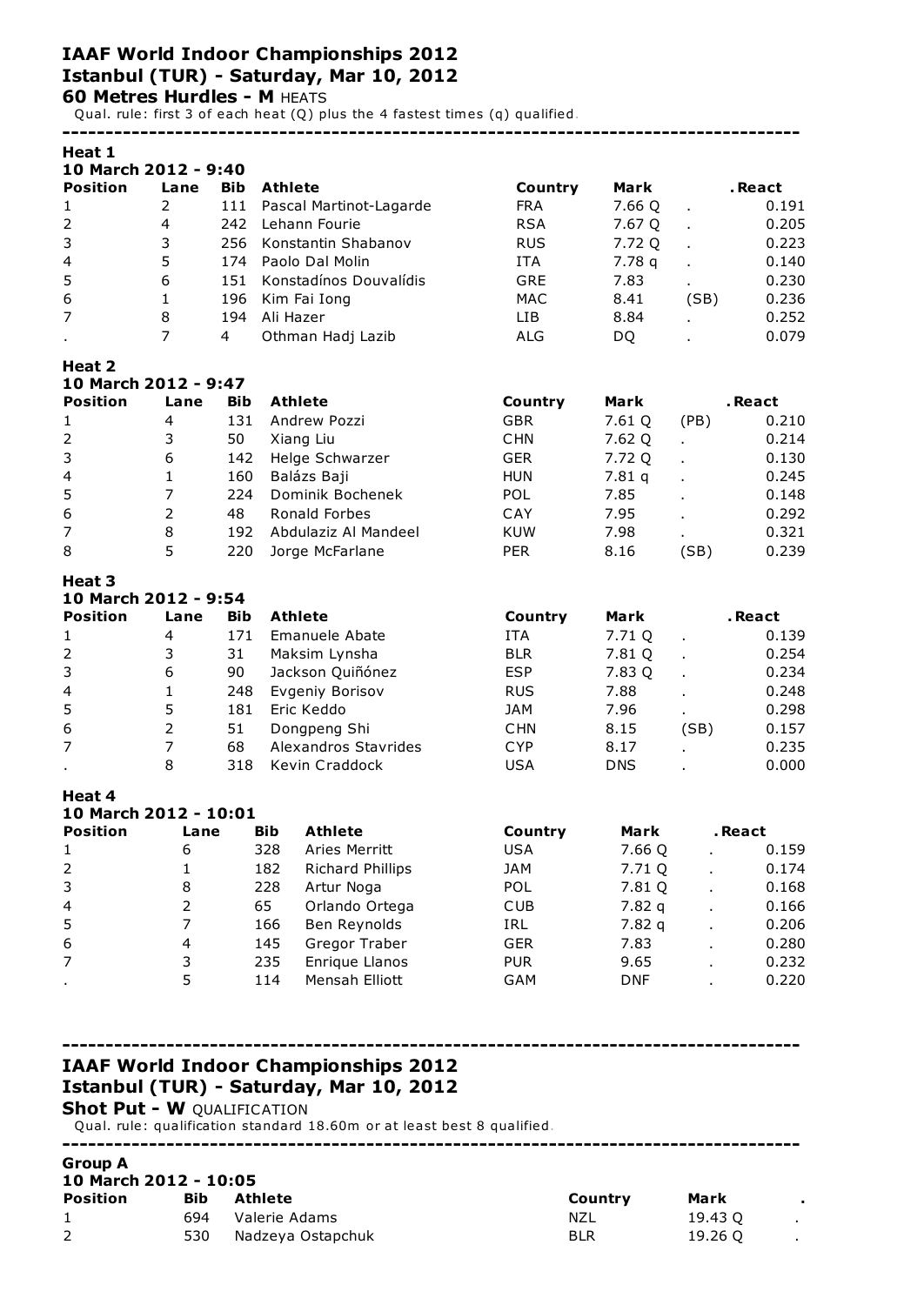## IAAF World Indoor Championships 2012
## Istanbul (TUR) - Saturday, Mar 10, 2012
### 60 Metres Hurdles - M HEATS

Qual. rule: first 3 of each heat (Q) plus the 4 fastest times (q) qualified.

---

**Heat 1**
**10 March 2012 - 9:40**

| Position | Lane | Bib | Athlete | Country | Mark | | .React |
|---|---|---|---|---|---|---|---|
| 1 | 2 | 111 | Pascal Martinot-Lagarde | FRA | 7.66 Q | . | 0.191 |
| 2 | 4 | 242 | Lehann Fourie | RSA | 7.67 Q | . | 0.205 |
| 3 | 3 | 256 | Konstantin Shabanov | RUS | 7.72 Q | . | 0.223 |
| 4 | 5 | 174 | Paolo Dal Molin | ITA | 7.78 q | . | 0.140 |
| 5 | 6 | 151 | Konstadínos Douvalídis | GRE | 7.83 | . | 0.230 |
| 6 | 1 | 196 | Kim Fai Iong | MAC | 8.41 | (SB) | 0.236 |
| 7 | 8 | 194 | Ali Hazer | LIB | 8.84 | . | 0.252 |
| . | 7 | 4 | Othman Hadj Lazib | ALG | DQ | . | 0.079 |

**Heat 2**
**10 March 2012 - 9:47**

| Position | Lane | Bib | Athlete | Country | Mark | | .React |
|---|---|---|---|---|---|---|---|
| 1 | 4 | 131 | Andrew Pozzi | GBR | 7.61 Q | (PB) | 0.210 |
| 2 | 3 | 50 | Xiang Liu | CHN | 7.62 Q | . | 0.214 |
| 3 | 6 | 142 | Helge Schwarzer | GER | 7.72 Q | . | 0.130 |
| 4 | 1 | 160 | Balázs Baji | HUN | 7.81 q | . | 0.245 |
| 5 | 7 | 224 | Dominik Bochenek | POL | 7.85 | . | 0.148 |
| 6 | 2 | 48 | Ronald Forbes | CAY | 7.95 | . | 0.292 |
| 7 | 8 | 192 | Abdulaziz Al Mandeel | KUW | 7.98 | . | 0.321 |
| 8 | 5 | 220 | Jorge McFarlane | PER | 8.16 | (SB) | 0.239 |

**Heat 3**
**10 March 2012 - 9:54**

| Position | Lane | Bib | Athlete | Country | Mark | | .React |
|---|---|---|---|---|---|---|---|
| 1 | 4 | 171 | Emanuele Abate | ITA | 7.71 Q | . | 0.139 |
| 2 | 3 | 31 | Maksim Lynsha | BLR | 7.81 Q | . | 0.254 |
| 3 | 6 | 90 | Jackson Quiñónez | ESP | 7.83 Q | . | 0.234 |
| 4 | 1 | 248 | Evgeniy Borisov | RUS | 7.88 | . | 0.248 |
| 5 | 5 | 181 | Eric Keddo | JAM | 7.96 | . | 0.298 |
| 6 | 2 | 51 | Dongpeng Shi | CHN | 8.15 | (SB) | 0.157 |
| 7 | 7 | 68 | Alexandros Stavrides | CYP | 8.17 | . | 0.235 |
| . | 8 | 318 | Kevin Craddock | USA | DNS | . | 0.000 |

**Heat 4**
**10 March 2012 - 10:01**

| Position | Lane | Bib | Athlete | Country | Mark | | .React |
|---|---|---|---|---|---|---|---|
| 1 | 6 | 328 | Aries Merritt | USA | 7.66 Q | . | 0.159 |
| 2 | 1 | 182 | Richard Phillips | JAM | 7.71 Q | . | 0.174 |
| 3 | 8 | 228 | Artur Noga | POL | 7.81 Q | . | 0.168 |
| 4 | 2 | 65 | Orlando Ortega | CUB | 7.82 q | . | 0.166 |
| 5 | 7 | 166 | Ben Reynolds | IRL | 7.82 q | . | 0.206 |
| 6 | 4 | 145 | Gregor Traber | GER | 7.83 | . | 0.280 |
| 7 | 3 | 235 | Enrique Llanos | PUR | 9.65 | . | 0.232 |
| . | 5 | 114 | Mensah Elliott | GAM | DNF | . | 0.220 |

---

## IAAF World Indoor Championships 2012
## Istanbul (TUR) - Saturday, Mar 10, 2012
### Shot Put - W QUALIFICATION

Qual. rule: qualification standard 18.60m or at least best 8 qualified.

---

**Group A**
**10 March 2012 - 10:05**

| Position | Bib | Athlete | Country | Mark | . |
|---|---|---|---|---|---|
| 1 | 694 | Valerie Adams | NZL | 19.43 Q | . |
| 2 | 530 | Nadzeya Ostapchuk | BLR | 19.26 Q | . |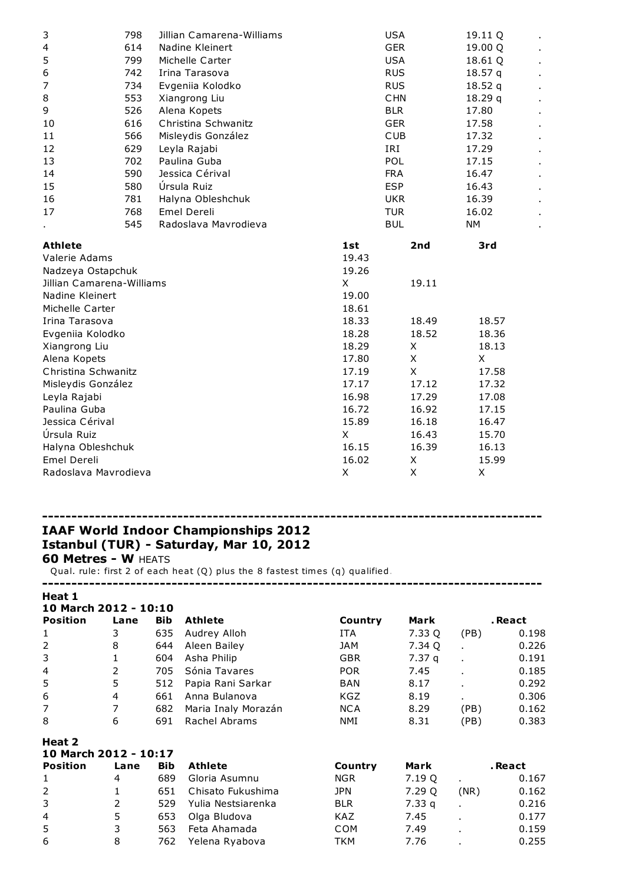| | | | | | |
|---|---|---|---|---|---|
| 3 | 798 | Jillian Camarena-Williams | USA | 19.11 Q | . |
| 4 | 614 | Nadine Kleinert | GER | 19.00 Q | . |
| 5 | 799 | Michelle Carter | USA | 18.61 Q | . |
| 6 | 742 | Irina Tarasova | RUS | 18.57 q | . |
| 7 | 734 | Evgeniia Kolodko | RUS | 18.52 q | . |
| 8 | 553 | Xiangrong Liu | CHN | 18.29 q | . |
| 9 | 526 | Alena Kopets | BLR | 17.80 | . |
| 10 | 616 | Christina Schwanitz | GER | 17.58 | . |
| 11 | 566 | Misleydis González | CUB | 17.32 | . |
| 12 | 629 | Leyla Rajabi | IRI | 17.29 | . |
| 13 | 702 | Paulina Guba | POL | 17.15 | . |
| 14 | 590 | Jessica Cérival | FRA | 16.47 | . |
| 15 | 580 | Úrsula Ruiz | ESP | 16.43 | . |
| 16 | 781 | Halyna Obleshchuk | UKR | 16.39 | . |
| 17 | 768 | Emel Dereli | TUR | 16.02 | . |
| . | 545 | Radoslava Mavrodieva | BUL | NM | . |

| **Athlete** | **1st** | **2nd** | **3rd** |
|---|---|---|---|
| Valerie Adams | 19.43 | | |
| Nadzeya Ostapchuk | 19.26 | | |
| Jillian Camarena-Williams | X | 19.11 | |
| Nadine Kleinert | 19.00 | | |
| Michelle Carter | 18.61 | | |
| Irina Tarasova | 18.33 | 18.49 | 18.57 |
| Evgeniia Kolodko | 18.28 | 18.52 | 18.36 |
| Xiangrong Liu | 18.29 | X | 18.13 |
| Alena Kopets | 17.80 | X | X |
| Christina Schwanitz | 17.19 | X | 17.58 |
| Misleydis González | 17.17 | 17.12 | 17.32 |
| Leyla Rajabi | 16.98 | 17.29 | 17.08 |
| Paulina Guba | 16.72 | 16.92 | 17.15 |
| Jessica Cérival | 15.89 | 16.18 | 16.47 |
| Úrsula Ruiz | X | 16.43 | 15.70 |
| Halyna Obleshchuk | 16.15 | 16.39 | 16.13 |
| Emel Dereli | 16.02 | X | 15.99 |
| Radoslava Mavrodieva | X | X | X |

---

## IAAF World Indoor Championships 2012
## Istanbul (TUR) - Saturday, Mar 10, 2012

**60 Metres - W** HEATS

Qual. rule: first 2 of each heat (Q) plus the 8 fastest times (q) qualified.

---

**Heat 1**
**10 March 2012 - 10:10**

| **Position** | **Lane** | **Bib** | **Athlete** | **Country** | **Mark** | | **.React** |
|---|---|---|---|---|---|---|---|
| 1 | 3 | 635 | Audrey Alloh | ITA | 7.33 Q | (PB) | 0.198 |
| 2 | 8 | 644 | Aleen Bailey | JAM | 7.34 Q | . | 0.226 |
| 3 | 1 | 604 | Asha Philip | GBR | 7.37 q | . | 0.191 |
| 4 | 2 | 705 | Sónia Tavares | POR | 7.45 | . | 0.185 |
| 5 | 5 | 512 | Papia Rani Sarkar | BAN | 8.17 | . | 0.292 |
| 6 | 4 | 661 | Anna Bulanova | KGZ | 8.19 | . | 0.306 |
| 7 | 7 | 682 | Maria Inaly Morazán | NCA | 8.29 | (PB) | 0.162 |
| 8 | 6 | 691 | Rachel Abrams | NMI | 8.31 | (PB) | 0.383 |

**Heat 2**
**10 March 2012 - 10:17**

| **Position** | **Lane** | **Bib** | **Athlete** | **Country** | **Mark** | | **.React** |
|---|---|---|---|---|---|---|---|
| 1 | 4 | 689 | Gloria Asumnu | NGR | 7.19 Q | . | 0.167 |
| 2 | 1 | 651 | Chisato Fukushima | JPN | 7.29 Q | (NR) | 0.162 |
| 3 | 2 | 529 | Yulia Nestsiarenka | BLR | 7.33 q | . | 0.216 |
| 4 | 5 | 653 | Olga Bludova | KAZ | 7.45 | . | 0.177 |
| 5 | 3 | 563 | Feta Ahamada | COM | 7.49 | . | 0.159 |
| 6 | 8 | 762 | Yelena Ryabova | TKM | 7.76 | . | 0.255 |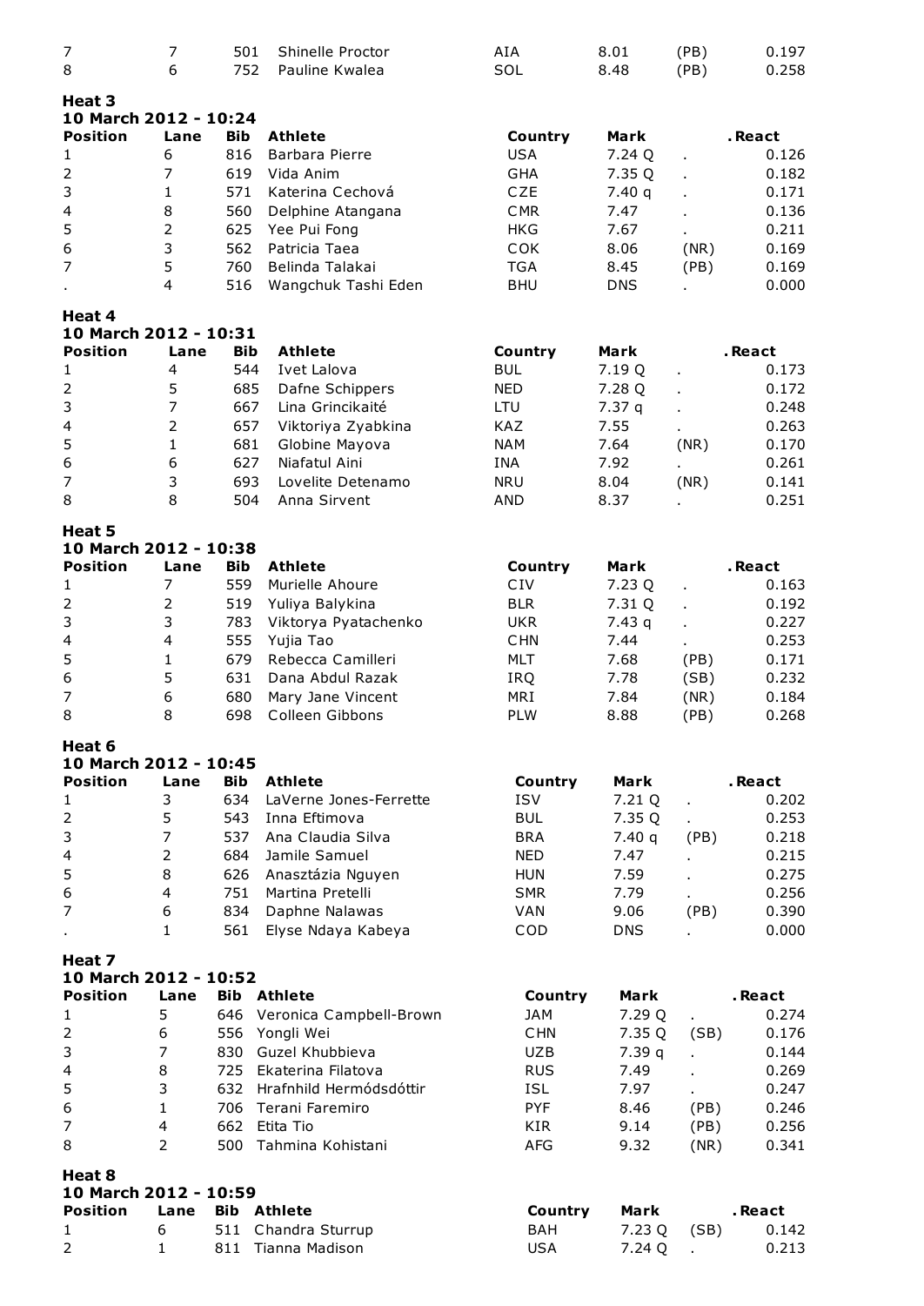| Position | Lane | Bib | Athlete | Country | Mark | | .React |
|---|---|---|---|---|---|---|---|
| 7 | 7 | 501 | Shinelle Proctor | AIA | 8.01 | (PB) | 0.197 |
| 8 | 6 | 752 | Pauline Kwalea | SOL | 8.48 | (PB) | 0.258 |

**Heat 3**

**10 March 2012 - 10:24**

| Position | Lane | Bib | Athlete | Country | Mark | | .React |
|---|---|---|---|---|---|---|---|
| 1 | 6 | 816 | Barbara Pierre | USA | 7.24 Q | . | 0.126 |
| 2 | 7 | 619 | Vida Anim | GHA | 7.35 Q | . | 0.182 |
| 3 | 1 | 571 | Katerina Cechová | CZE | 7.40 q | . | 0.171 |
| 4 | 8 | 560 | Delphine Atangana | CMR | 7.47 | . | 0.136 |
| 5 | 2 | 625 | Yee Pui Fong | HKG | 7.67 | . | 0.211 |
| 6 | 3 | 562 | Patricia Taea | COK | 8.06 | (NR) | 0.169 |
| 7 | 5 | 760 | Belinda Talakai | TGA | 8.45 | (PB) | 0.169 |
| . | 4 | 516 | Wangchuk Tashi Eden | BHU | DNS | . | 0.000 |

**Heat 4**

**10 March 2012 - 10:31**

| Position | Lane | Bib | Athlete | Country | Mark | | .React |
|---|---|---|---|---|---|---|---|
| 1 | 4 | 544 | Ivet Lalova | BUL | 7.19 Q | . | 0.173 |
| 2 | 5 | 685 | Dafne Schippers | NED | 7.28 Q | . | 0.172 |
| 3 | 7 | 667 | Lina Grincikaité | LTU | 7.37 q | . | 0.248 |
| 4 | 2 | 657 | Viktoriya Zyabkina | KAZ | 7.55 | . | 0.263 |
| 5 | 1 | 681 | Globine Mayova | NAM | 7.64 | (NR) | 0.170 |
| 6 | 6 | 627 | Niafatul Aini | INA | 7.92 | . | 0.261 |
| 7 | 3 | 693 | Lovelite Detenamo | NRU | 8.04 | (NR) | 0.141 |
| 8 | 8 | 504 | Anna Sirvent | AND | 8.37 | . | 0.251 |

**Heat 5**

**10 March 2012 - 10:38**

| Position | Lane | Bib | Athlete | Country | Mark | | .React |
|---|---|---|---|---|---|---|---|
| 1 | 7 | 559 | Murielle Ahoure | CIV | 7.23 Q | . | 0.163 |
| 2 | 2 | 519 | Yuliya Balykina | BLR | 7.31 Q | . | 0.192 |
| 3 | 3 | 783 | Viktorya Pyatachenko | UKR | 7.43 q | . | 0.227 |
| 4 | 4 | 555 | Yujia Tao | CHN | 7.44 | . | 0.253 |
| 5 | 1 | 679 | Rebecca Camilleri | MLT | 7.68 | (PB) | 0.171 |
| 6 | 5 | 631 | Dana Abdul Razak | IRQ | 7.78 | (SB) | 0.232 |
| 7 | 6 | 680 | Mary Jane Vincent | MRI | 7.84 | (NR) | 0.184 |
| 8 | 8 | 698 | Colleen Gibbons | PLW | 8.88 | (PB) | 0.268 |

**Heat 6**

**10 March 2012 - 10:45**

| Position | Lane | Bib | Athlete | Country | Mark | | .React |
|---|---|---|---|---|---|---|---|
| 1 | 3 | 634 | LaVerne Jones-Ferrette | ISV | 7.21 Q | . | 0.202 |
| 2 | 5 | 543 | Inna Eftimova | BUL | 7.35 Q | . | 0.253 |
| 3 | 7 | 537 | Ana Claudia Silva | BRA | 7.40 q | (PB) | 0.218 |
| 4 | 2 | 684 | Jamile Samuel | NED | 7.47 | . | 0.215 |
| 5 | 8 | 626 | Anasztázia Nguyen | HUN | 7.59 | . | 0.275 |
| 6 | 4 | 751 | Martina Pretelli | SMR | 7.79 | . | 0.256 |
| 7 | 6 | 834 | Daphne Nalawas | VAN | 9.06 | (PB) | 0.390 |
| . | 1 | 561 | Elyse Ndaya Kabeya | COD | DNS | . | 0.000 |

**Heat 7**

**10 March 2012 - 10:52**

| Position | Lane | Bib | Athlete | Country | Mark | | .React |
|---|---|---|---|---|---|---|---|
| 1 | 5 | 646 | Veronica Campbell-Brown | JAM | 7.29 Q | . | 0.274 |
| 2 | 6 | 556 | Yongli Wei | CHN | 7.35 Q | (SB) | 0.176 |
| 3 | 7 | 830 | Guzel Khubbieva | UZB | 7.39 q | . | 0.144 |
| 4 | 8 | 725 | Ekaterina Filatova | RUS | 7.49 | . | 0.269 |
| 5 | 3 | 632 | Hrafnhild Hermódsdóttir | ISL | 7.97 | . | 0.247 |
| 6 | 1 | 706 | Terani Faremiro | PYF | 8.46 | (PB) | 0.246 |
| 7 | 4 | 662 | Etita Tio | KIR | 9.14 | (PB) | 0.256 |
| 8 | 2 | 500 | Tahmina Kohistani | AFG | 9.32 | (NR) | 0.341 |

**Heat 8**

**10 March 2012 - 10:59**

| Position | Lane | Bib | Athlete | Country | Mark | | .React |
|---|---|---|---|---|---|---|---|
| 1 | 6 | 511 | Chandra Sturrup | BAH | 7.23 Q | (SB) | 0.142 |
| 2 | 1 | 811 | Tianna Madison | USA | 7.24 Q | . | 0.213 |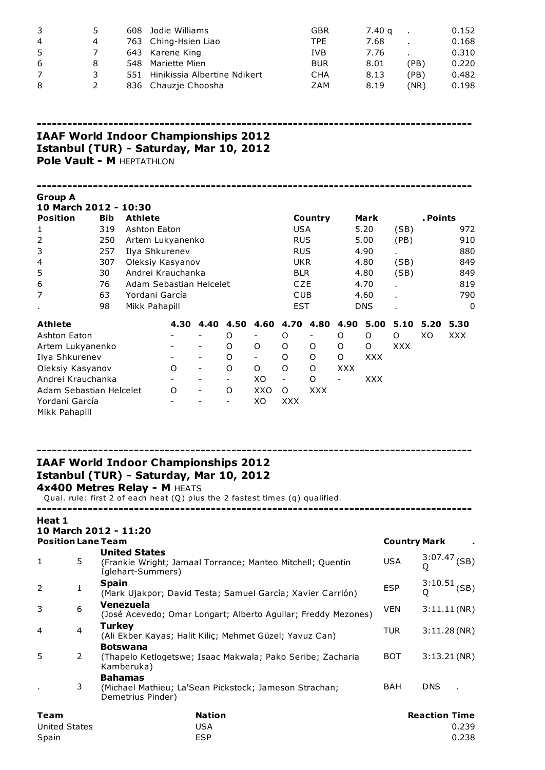| 3 | 5 | 608 | Jodie Williams | GBR | 7.40 q | . | 0.152 |
|---|---|---|---|---|---|---|---|
| 4 | 4 | 763 | Ching-Hsien Liao | TPE | 7.68 | . | 0.168 |
| 5 | 7 | 643 | Karene King | IVB | 7.76 | . | 0.310 |
| 6 | 8 | 548 | Mariette Mien | BUR | 8.01 | (PB) | 0.220 |
| 7 | 3 | 551 | Hinikissia Albertine Ndikert | CHA | 8.13 | (PB) | 0.482 |
| 8 | 2 | 836 | Chauzje Choosha | ZAM | 8.19 | (NR) | 0.198 |

---

## IAAF World Indoor Championships 2012
## Istanbul (TUR) - Saturday, Mar 10, 2012
**Pole Vault - M** HEPTATHLON

---

**Group A**
**10 March 2012 - 10:30**

| Position | Bib | Athlete | Country | Mark | | . Points |
|---|---|---|---|---|---|---|
| 1 | 319 | Ashton Eaton | USA | 5.20 | (SB) | 972 |
| 2 | 250 | Artem Lukyanenko | RUS | 5.00 | (PB) | 910 |
| 3 | 257 | Ilya Shkurenev | RUS | 4.90 | . | 880 |
| 4 | 307 | Oleksiy Kasyanov | UKR | 4.80 | (SB) | 849 |
| 5 | 30 | Andrei Krauchanka | BLR | 4.80 | (SB) | 849 |
| 6 | 76 | Adam Sebastian Helcelet | CZE | 4.70 | . | 819 |
| 7 | 63 | Yordani García | CUB | 4.60 | . | 790 |
| . | 98 | Mikk Pahapill | EST | DNS | . | 0 |

| Athlete | 4.30 | 4.40 | 4.50 | 4.60 | 4.70 | 4.80 | 4.90 | 5.00 | 5.10 | 5.20 | 5.30 |
|---|---|---|---|---|---|---|---|---|---|---|---|
| Ashton Eaton | - | - | O | - | O | - | O | O | O | XO | XXX |
| Artem Lukyanenko | - | - | O | O | O | O | O | O | XXX | | |
| Ilya Shkurenev | - | - | O | - | O | O | O | XXX | | | |
| Oleksiy Kasyanov | O | - | O | O | O | O | XXX | | | | |
| Andrei Krauchanka | - | - | - | XO | - | O | - | XXX | | | |
| Adam Sebastian Helcelet | O | - | O | XXO | O | XXX | | | | | |
| Yordani García | - | - | - | XO | XXX | | | | | | |
| Mikk Pahapill | | | | | | | | | | | |

---

## IAAF World Indoor Championships 2012
## Istanbul (TUR) - Saturday, Mar 10, 2012
**4x400 Metres Relay - M** HEATS

Qual. rule: first 2 of each heat (Q) plus the 2 fastest times (q) qualified.

---

**Heat 1**
**10 March 2012 - 11:20**

| Position | Lane | Team | Country | Mark | . |
|---|---|---|---|---|---|
| 1 | 5 | **United States** (Frankie Wright; Jamaal Torrance; Manteo Mitchell; Quentin Iglehart-Summers) | USA | 3:07.47 Q | (SB) |
| 2 | 1 | **Spain** (Mark Ujakpor; David Testa; Samuel García; Xavier Carrión) | ESP | 3:10.51 Q | (SB) |
| 3 | 6 | **Venezuela** (José Acevedo; Omar Longart; Alberto Aguilar; Freddy Mezones) | VEN | 3:11.11 | (NR) |
| 4 | 4 | **Turkey** (Ali Ekber Kayas; Halit Kiliç; Mehmet Güzel; Yavuz Can) | TUR | 3:11.28 | (NR) |
| 5 | 2 | **Botswana** (Thapelo Ketlogetswe; Isaac Makwala; Pako Seribe; Zacharia Kamberuka) | BOT | 3:13.21 | (NR) |
| . | 3 | **Bahamas** (Michael Mathieu; La'Sean Pickstock; Jameson Strachan; Demetrius Pinder) | BAH | DNS | . |

| Team | Nation | Reaction Time |
|---|---|---|
| United States | USA | 0.239 |
| Spain | ESP | 0.238 |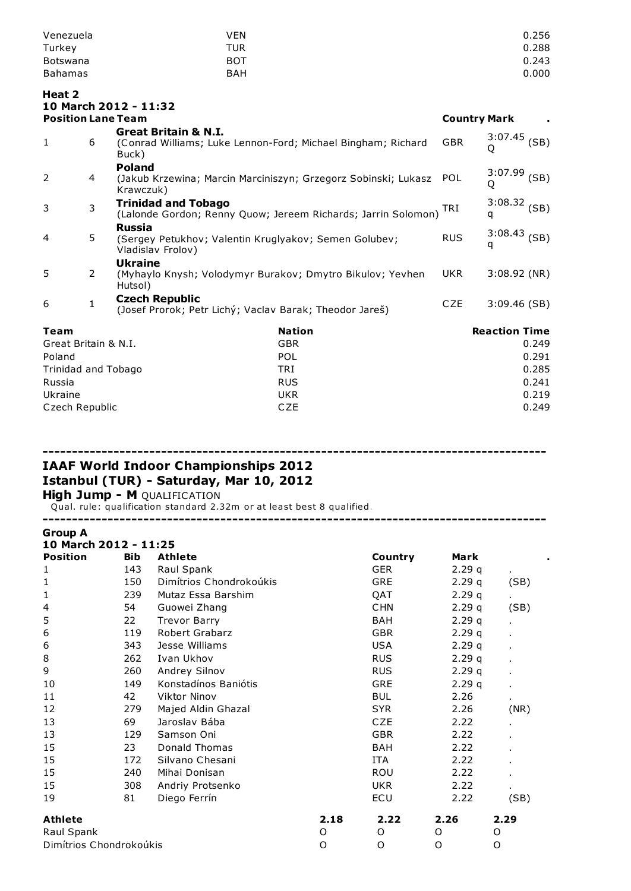| | | |
|---|---|---|
| Venezuela | VEN | 0.256 |
| Turkey | TUR | 0.288 |
| Botswana | BOT | 0.243 |
| Bahamas | BAH | 0.000 |

**Heat 2**
**10 March 2012 - 11:32**

| Position | Lane | Team | Country | Mark | . |
|---|---|---|---|---|---|
| 1 | 6 | **Great Britain & N.I.** (Conrad Williams; Luke Lennon-Ford; Michael Bingham; Richard Buck) | GBR | 3:07.45 Q | (SB) |
| 2 | 4 | **Poland** (Jakub Krzewina; Marcin Marciniszyn; Grzegorz Sobinski; Lukasz Krawczuk) | POL | 3:07.99 Q | (SB) |
| 3 | 3 | **Trinidad and Tobago** (Lalonde Gordon; Renny Quow; Jereem Richards; Jarrin Solomon) | TRI | 3:08.32 q | (SB) |
| 4 | 5 | **Russia** (Sergey Petukhov; Valentin Kruglyakov; Semen Golubev; Vladislav Frolov) | RUS | 3:08.43 q | (SB) |
| 5 | 2 | **Ukraine** (Myhaylo Knysh; Volodymyr Burakov; Dmytro Bikulov; Yevhen Hutsol) | UKR | 3:08.92 | (NR) |
| 6 | 1 | **Czech Republic** (Josef Prorok; Petr Lichý; Vaclav Barak; Theodor Jareš) | CZE | 3:09.46 | (SB) |

| Team | Nation | Reaction Time |
|---|---|---|
| Great Britain & N.I. | GBR | 0.249 |
| Poland | POL | 0.291 |
| Trinidad and Tobago | TRI | 0.285 |
| Russia | RUS | 0.241 |
| Ukraine | UKR | 0.219 |
| Czech Republic | CZE | 0.249 |

---

## IAAF World Indoor Championships 2012
## Istanbul (TUR) - Saturday, Mar 10, 2012

**High Jump - M** QUALIFICATION

Qual. rule: qualification standard 2.32m or at least best 8 qualified.

---

**Group A**
**10 March 2012 - 11:25**

| Position | Bib | Athlete | Country | Mark | . |
|---|---|---|---|---|---|
| 1 | 143 | Raul Spank | GER | 2.29 q | . |
| 1 | 150 | Dimítrios Chondrokoúkis | GRE | 2.29 q | (SB) |
| 1 | 239 | Mutaz Essa Barshim | QAT | 2.29 q | . |
| 4 | 54 | Guowei Zhang | CHN | 2.29 q | (SB) |
| 5 | 22 | Trevor Barry | BAH | 2.29 q | . |
| 6 | 119 | Robert Grabarz | GBR | 2.29 q | . |
| 6 | 343 | Jesse Williams | USA | 2.29 q | . |
| 8 | 262 | Ivan Ukhov | RUS | 2.29 q | . |
| 9 | 260 | Andrey Silnov | RUS | 2.29 q | . |
| 10 | 149 | Konstadínos Baniótis | GRE | 2.29 q | . |
| 11 | 42 | Viktor Ninov | BUL | 2.26 | . |
| 12 | 279 | Majed Aldin Ghazal | SYR | 2.26 | (NR) |
| 13 | 69 | Jaroslav Bába | CZE | 2.22 | . |
| 13 | 129 | Samson Oni | GBR | 2.22 | . |
| 15 | 23 | Donald Thomas | BAH | 2.22 | . |
| 15 | 172 | Silvano Chesani | ITA | 2.22 | . |
| 15 | 240 | Mihai Donisan | ROU | 2.22 | . |
| 15 | 308 | Andriy Protsenko | UKR | 2.22 | . |
| 19 | 81 | Diego Ferrín | ECU | 2.22 | (SB) |

| Athlete | 2.18 | 2.22 | 2.26 | 2.29 |
|---|---|---|---|---|
| Raul Spank | O | O | O | O |
| Dimítrios Chondrokoúkis | O | O | O | O |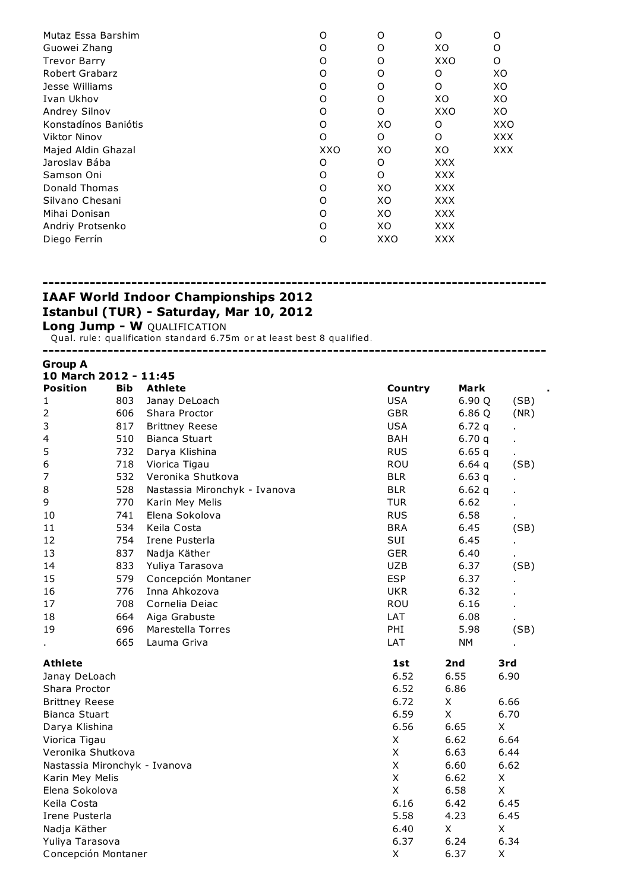| | | | | |
|---|---|---|---|---|
| Mutaz Essa Barshim | O | O | O | O |
| Guowei Zhang | O | O | XO | O |
| Trevor Barry | O | O | XXO | O |
| Robert Grabarz | O | O | O | XO |
| Jesse Williams | O | O | O | XO |
| Ivan Ukhov | O | O | XO | XO |
| Andrey Silnov | O | O | XXO | XO |
| Konstadínos Baniótis | O | XO | O | XXO |
| Viktor Ninov | O | O | O | XXX |
| Majed Aldin Ghazal | XXO | XO | XO | XXX |
| Jaroslav Bába | O | O | XXX | |
| Samson Oni | O | O | XXX | |
| Donald Thomas | O | XO | XXX | |
| Silvano Chesani | O | XO | XXX | |
| Mihai Donisan | O | XO | XXX | |
| Andriy Protsenko | O | XO | XXX | |
| Diego Ferrín | O | XXO | XXX | |

---

## IAAF World Indoor Championships 2012
## Istanbul (TUR) - Saturday, Mar 10, 2012
**Long Jump - W** QUALIFICATION

Qual. rule: qualification standard 6.75m or at least best 8 qualified.

---

**Group A**
**10 March 2012 - 11:45**

| Position | Bib | Athlete | Country | Mark | . |
|---|---|---|---|---|---|
| 1 | 803 | Janay DeLoach | USA | 6.90 Q | (SB) |
| 2 | 606 | Shara Proctor | GBR | 6.86 Q | (NR) |
| 3 | 817 | Brittney Reese | USA | 6.72 q | . |
| 4 | 510 | Bianca Stuart | BAH | 6.70 q | . |
| 5 | 732 | Darya Klishina | RUS | 6.65 q | . |
| 6 | 718 | Viorica Tigau | ROU | 6.64 q | (SB) |
| 7 | 532 | Veronika Shutkova | BLR | 6.63 q | . |
| 8 | 528 | Nastassia Mironchyk - Ivanova | BLR | 6.62 q | . |
| 9 | 770 | Karin Mey Melis | TUR | 6.62 | . |
| 10 | 741 | Elena Sokolova | RUS | 6.58 | . |
| 11 | 534 | Keila Costa | BRA | 6.45 | (SB) |
| 12 | 754 | Irene Pusterla | SUI | 6.45 | . |
| 13 | 837 | Nadja Käther | GER | 6.40 | . |
| 14 | 833 | Yuliya Tarasova | UZB | 6.37 | (SB) |
| 15 | 579 | Concepción Montaner | ESP | 6.37 | . |
| 16 | 776 | Inna Ahkozova | UKR | 6.32 | . |
| 17 | 708 | Cornelia Deiac | ROU | 6.16 | . |
| 18 | 664 | Aiga Grabuste | LAT | 6.08 | . |
| 19 | 696 | Marestella Torres | PHI | 5.98 | (SB) |
| . | 665 | Lauma Griva | LAT | NM | . |

| Athlete | 1st | 2nd | 3rd |
|---|---|---|---|
| Janay DeLoach | 6.52 | 6.55 | 6.90 |
| Shara Proctor | 6.52 | 6.86 | |
| Brittney Reese | 6.72 | X | 6.66 |
| Bianca Stuart | 6.59 | X | 6.70 |
| Darya Klishina | 6.56 | 6.65 | X |
| Viorica Tigau | X | 6.62 | 6.64 |
| Veronika Shutkova | X | 6.63 | 6.44 |
| Nastassia Mironchyk - Ivanova | X | 6.60 | 6.62 |
| Karin Mey Melis | X | 6.62 | X |
| Elena Sokolova | X | 6.58 | X |
| Keila Costa | 6.16 | 6.42 | 6.45 |
| Irene Pusterla | 5.58 | 4.23 | 6.45 |
| Nadja Käther | 6.40 | X | X |
| Yuliya Tarasova | 6.37 | 6.24 | 6.34 |
| Concepción Montaner | X | 6.37 | X |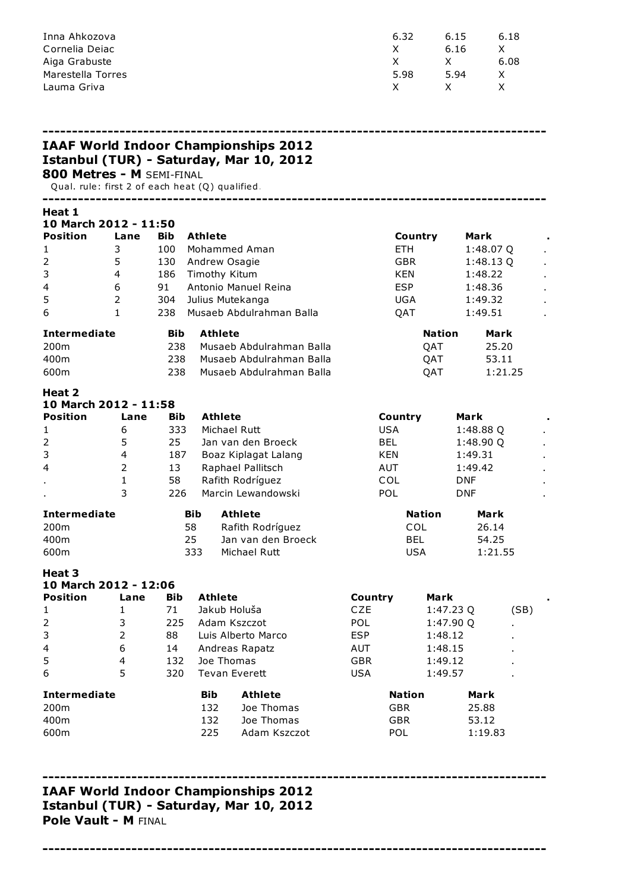| | | | |
|---|---|---|---|
| Inna Ahkozova | 6.32 | 6.15 | 6.18 |
| Cornelia Deiac | X | 6.16 | X |
| Aiga Grabuste | X | X | 6.08 |
| Marestella Torres | 5.98 | 5.94 | X |
| Lauma Griva | X | X | X |

---

## IAAF World Indoor Championships 2012
## Istanbul (TUR) - Saturday, Mar 10, 2012
### 800 Metres - M SEMI-FINAL

Qual. rule: first 2 of each heat (Q) qualified.

---

### Heat 1
**10 March 2012 - 11:50**

| Position | Lane | Bib | Athlete | Country | Mark | . |
|---|---|---|---|---|---|---|
| 1 | 3 | 100 | Mohammed Aman | ETH | 1:48.07 Q | . |
| 2 | 5 | 130 | Andrew Osagie | GBR | 1:48.13 Q | . |
| 3 | 4 | 186 | Timothy Kitum | KEN | 1:48.22 | . |
| 4 | 6 | 91 | Antonio Manuel Reina | ESP | 1:48.36 | . |
| 5 | 2 | 304 | Julius Mutekanga | UGA | 1:49.32 | . |
| 6 | 1 | 238 | Musaeb Abdulrahman Balla | QAT | 1:49.51 | . |

| Intermediate | Bib | Athlete | Nation | Mark |
|---|---|---|---|---|
| 200m | 238 | Musaeb Abdulrahman Balla | QAT | 25.20 |
| 400m | 238 | Musaeb Abdulrahman Balla | QAT | 53.11 |
| 600m | 238 | Musaeb Abdulrahman Balla | QAT | 1:21.25 |

### Heat 2
**10 March 2012 - 11:58**

| Position | Lane | Bib | Athlete | Country | Mark | . |
|---|---|---|---|---|---|---|
| 1 | 6 | 333 | Michael Rutt | USA | 1:48.88 Q | . |
| 2 | 5 | 25 | Jan van den Broeck | BEL | 1:48.90 Q | . |
| 3 | 4 | 187 | Boaz Kiplagat Lalang | KEN | 1:49.31 | . |
| 4 | 2 | 13 | Raphael Pallitsch | AUT | 1:49.42 | . |
| . | 1 | 58 | Rafith Rodríguez | COL | DNF | . |
| . | 3 | 226 | Marcin Lewandowski | POL | DNF | . |

| Intermediate | Bib | Athlete | Nation | Mark |
|---|---|---|---|---|
| 200m | 58 | Rafith Rodríguez | COL | 26.14 |
| 400m | 25 | Jan van den Broeck | BEL | 54.25 |
| 600m | 333 | Michael Rutt | USA | 1:21.55 |

### Heat 3
**10 March 2012 - 12:06**

| Position | Lane | Bib | Athlete | Country | Mark | . |
|---|---|---|---|---|---|---|
| 1 | 1 | 71 | Jakub Holuša | CZE | 1:47.23 Q | (SB) |
| 2 | 3 | 225 | Adam Kszczot | POL | 1:47.90 Q | . |
| 3 | 2 | 88 | Luis Alberto Marco | ESP | 1:48.12 | . |
| 4 | 6 | 14 | Andreas Rapatz | AUT | 1:48.15 | . |
| 5 | 4 | 132 | Joe Thomas | GBR | 1:49.12 | . |
| 6 | 5 | 320 | Tevan Everett | USA | 1:49.57 | . |

| Intermediate | Bib | Athlete | Nation | Mark |
|---|---|---|---|---|
| 200m | 132 | Joe Thomas | GBR | 25.88 |
| 400m | 132 | Joe Thomas | GBR | 53.12 |
| 600m | 225 | Adam Kszczot | POL | 1:19.83 |

---

## IAAF World Indoor Championships 2012
## Istanbul (TUR) - Saturday, Mar 10, 2012
### Pole Vault - M FINAL

---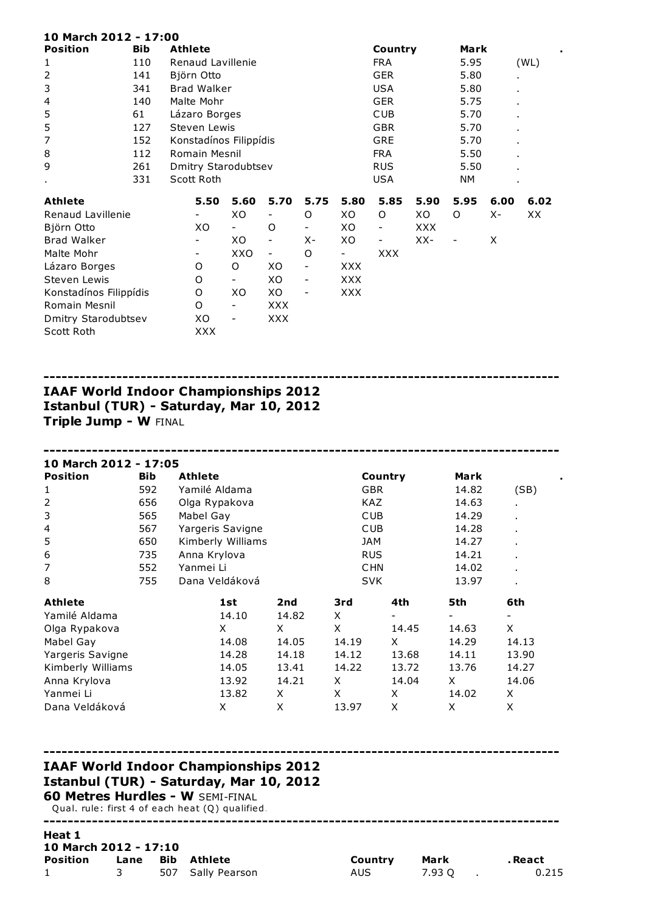**10 March 2012 - 17:00**

| Position | Bib | Athlete | Country | Mark | . |
|---|---|---|---|---|---|
| 1 | 110 | Renaud Lavillenie | FRA | 5.95 | (WL) |
| 2 | 141 | Björn Otto | GER | 5.80 | . |
| 3 | 341 | Brad Walker | USA | 5.80 | . |
| 4 | 140 | Malte Mohr | GER | 5.75 | . |
| 5 | 61 | Lázaro Borges | CUB | 5.70 | . |
| 5 | 127 | Steven Lewis | GBR | 5.70 | . |
| 7 | 152 | Konstadínos Filippídis | GRE | 5.70 | . |
| 8 | 112 | Romain Mesnil | FRA | 5.50 | . |
| 9 | 261 | Dmitry Starodubtsev | RUS | 5.50 | . |
| . | 331 | Scott Roth | USA | NM | . |

| Athlete | 5.50 | 5.60 | 5.70 | 5.75 | 5.80 | 5.85 | 5.90 | 5.95 | 6.00 | 6.02 |
|---|---|---|---|---|---|---|---|---|---|---|
| Renaud Lavillenie | - | XO | - | O | XO | O | XO | O | X- | XX |
| Björn Otto | XO | - | O | - | XO | - | XXX | | | |
| Brad Walker | - | XO | - | X- | XO | - | XX- | - | X | |
| Malte Mohr | - | XXO | - | O | - | XXX | | | | |
| Lázaro Borges | O | O | XO | - | XXX | | | | | |
| Steven Lewis | O | - | XO | - | XXX | | | | | |
| Konstadínos Filippídis | O | XO | XO | - | XXX | | | | | |
| Romain Mesnil | O | - | XXX | | | | | | | |
| Dmitry Starodubtsev | XO | - | XXX | | | | | | | |
| Scott Roth | XXX | | | | | | | | | |

---

## IAAF World Indoor Championships 2012
## Istanbul (TUR) - Saturday, Mar 10, 2012
### Triple Jump - W FINAL

---

**10 March 2012 - 17:05**

| Position | Bib | Athlete | Country | Mark | . |
|---|---|---|---|---|---|
| 1 | 592 | Yamilé Aldama | GBR | 14.82 | (SB) |
| 2 | 656 | Olga Rypakova | KAZ | 14.63 | . |
| 3 | 565 | Mabel Gay | CUB | 14.29 | . |
| 4 | 567 | Yargeris Savigne | CUB | 14.28 | . |
| 5 | 650 | Kimberly Williams | JAM | 14.27 | . |
| 6 | 735 | Anna Krylova | RUS | 14.21 | . |
| 7 | 552 | Yanmei Li | CHN | 14.02 | . |
| 8 | 755 | Dana Veldáková | SVK | 13.97 | . |

| Athlete | 1st | 2nd | 3rd | 4th | 5th | 6th |
|---|---|---|---|---|---|---|
| Yamilé Aldama | 14.10 | 14.82 | X | - | - | - |
| Olga Rypakova | X | X | X | 14.45 | 14.63 | X |
| Mabel Gay | 14.08 | 14.05 | 14.19 | X | 14.29 | 14.13 |
| Yargeris Savigne | 14.28 | 14.18 | 14.12 | 13.68 | 14.11 | 13.90 |
| Kimberly Williams | 14.05 | 13.41 | 14.22 | 13.72 | 13.76 | 14.27 |
| Anna Krylova | 13.92 | 14.21 | X | 14.04 | X | 14.06 |
| Yanmei Li | 13.82 | X | X | X | 14.02 | X |
| Dana Veldáková | X | X | 13.97 | X | X | X |

---

## IAAF World Indoor Championships 2012
## Istanbul (TUR) - Saturday, Mar 10, 2012
### 60 Metres Hurdles - W SEMI-FINAL

Qual. rule: first 4 of each heat (Q) qualified.

---

**Heat 1**
**10 March 2012 - 17:10**

| Position | Lane | Bib | Athlete | Country | Mark | . | React |
|---|---|---|---|---|---|---|---|
| 1 | 3 | 507 | Sally Pearson | AUS | 7.93 Q | . | 0.215 |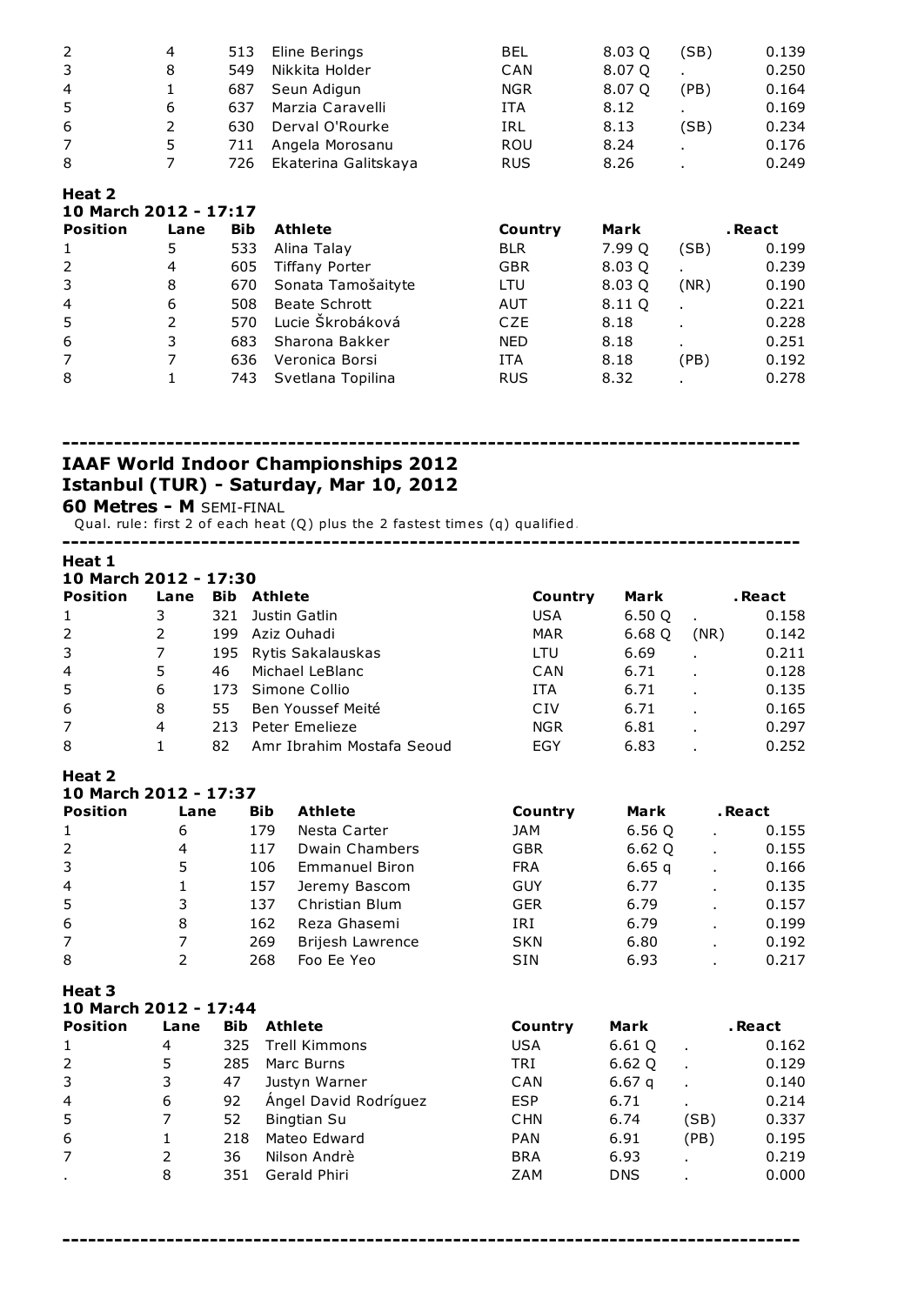| Position | Lane | Bib | Athlete | Country | Mark | | .React |
|---|---|---|---|---|---|---|---|
| 2 | 4 | 513 | Eline Berings | BEL | 8.03 Q | (SB) | 0.139 |
| 3 | 8 | 549 | Nikkita Holder | CAN | 8.07 Q | . | 0.250 |
| 4 | 1 | 687 | Seun Adigun | NGR | 8.07 Q | (PB) | 0.164 |
| 5 | 6 | 637 | Marzia Caravelli | ITA | 8.12 | . | 0.169 |
| 6 | 2 | 630 | Derval O'Rourke | IRL | 8.13 | (SB) | 0.234 |
| 7 | 5 | 711 | Angela Morosanu | ROU | 8.24 | . | 0.176 |
| 8 | 7 | 726 | Ekaterina Galitskaya | RUS | 8.26 | . | 0.249 |

**Heat 2**
**10 March 2012 - 17:17**

| Position | Lane | Bib | Athlete | Country | Mark | | .React |
|---|---|---|---|---|---|---|---|
| 1 | 5 | 533 | Alina Talay | BLR | 7.99 Q | (SB) | 0.199 |
| 2 | 4 | 605 | Tiffany Porter | GBR | 8.03 Q | . | 0.239 |
| 3 | 8 | 670 | Sonata Tamošaityte | LTU | 8.03 Q | (NR) | 0.190 |
| 4 | 6 | 508 | Beate Schrott | AUT | 8.11 Q | . | 0.221 |
| 5 | 2 | 570 | Lucie Škrobáková | CZE | 8.18 | . | 0.228 |
| 6 | 3 | 683 | Sharona Bakker | NED | 8.18 | . | 0.251 |
| 7 | 7 | 636 | Veronica Borsi | ITA | 8.18 | (PB) | 0.192 |
| 8 | 1 | 743 | Svetlana Topilina | RUS | 8.32 | . | 0.278 |

---

## IAAF World Indoor Championships 2012
## Istanbul (TUR) - Saturday, Mar 10, 2012

**60 Metres - M** SEMI-FINAL

Qual. rule: first 2 of each heat (Q) plus the 2 fastest times (q) qualified.

---

**Heat 1**
**10 March 2012 - 17:30**

| Position | Lane | Bib | Athlete | Country | Mark | | .React |
|---|---|---|---|---|---|---|---|
| 1 | 3 | 321 | Justin Gatlin | USA | 6.50 Q | . | 0.158 |
| 2 | 2 | 199 | Aziz Ouhadi | MAR | 6.68 Q | (NR) | 0.142 |
| 3 | 7 | 195 | Rytis Sakalauskas | LTU | 6.69 | . | 0.211 |
| 4 | 5 | 46 | Michael LeBlanc | CAN | 6.71 | . | 0.128 |
| 5 | 6 | 173 | Simone Collio | ITA | 6.71 | . | 0.135 |
| 6 | 8 | 55 | Ben Youssef Meité | CIV | 6.71 | . | 0.165 |
| 7 | 4 | 213 | Peter Emelieze | NGR | 6.81 | . | 0.297 |
| 8 | 1 | 82 | Amr Ibrahim Mostafa Seoud | EGY | 6.83 | . | 0.252 |

**Heat 2**
**10 March 2012 - 17:37**

| Position | Lane | Bib | Athlete | Country | Mark | | .React |
|---|---|---|---|---|---|---|---|
| 1 | 6 | 179 | Nesta Carter | JAM | 6.56 Q | . | 0.155 |
| 2 | 4 | 117 | Dwain Chambers | GBR | 6.62 Q | . | 0.155 |
| 3 | 5 | 106 | Emmanuel Biron | FRA | 6.65 q | . | 0.166 |
| 4 | 1 | 157 | Jeremy Bascom | GUY | 6.77 | . | 0.135 |
| 5 | 3 | 137 | Christian Blum | GER | 6.79 | . | 0.157 |
| 6 | 8 | 162 | Reza Ghasemi | IRI | 6.79 | . | 0.199 |
| 7 | 7 | 269 | Brijesh Lawrence | SKN | 6.80 | . | 0.192 |
| 8 | 2 | 268 | Foo Ee Yeo | SIN | 6.93 | . | 0.217 |

**Heat 3**
**10 March 2012 - 17:44**

| Position | Lane | Bib | Athlete | Country | Mark | | .React |
|---|---|---|---|---|---|---|---|
| 1 | 4 | 325 | Trell Kimmons | USA | 6.61 Q | . | 0.162 |
| 2 | 5 | 285 | Marc Burns | TRI | 6.62 Q | . | 0.129 |
| 3 | 3 | 47 | Justyn Warner | CAN | 6.67 q | . | 0.140 |
| 4 | 6 | 92 | Ángel David Rodríguez | ESP | 6.71 | . | 0.214 |
| 5 | 7 | 52 | Bingtian Su | CHN | 6.74 | (SB) | 0.337 |
| 6 | 1 | 218 | Mateo Edward | PAN | 6.91 | (PB) | 0.195 |
| 7 | 2 | 36 | Nilson Andrè | BRA | 6.93 | . | 0.219 |
| . | 8 | 351 | Gerald Phiri | ZAM | DNS | . | 0.000 |

---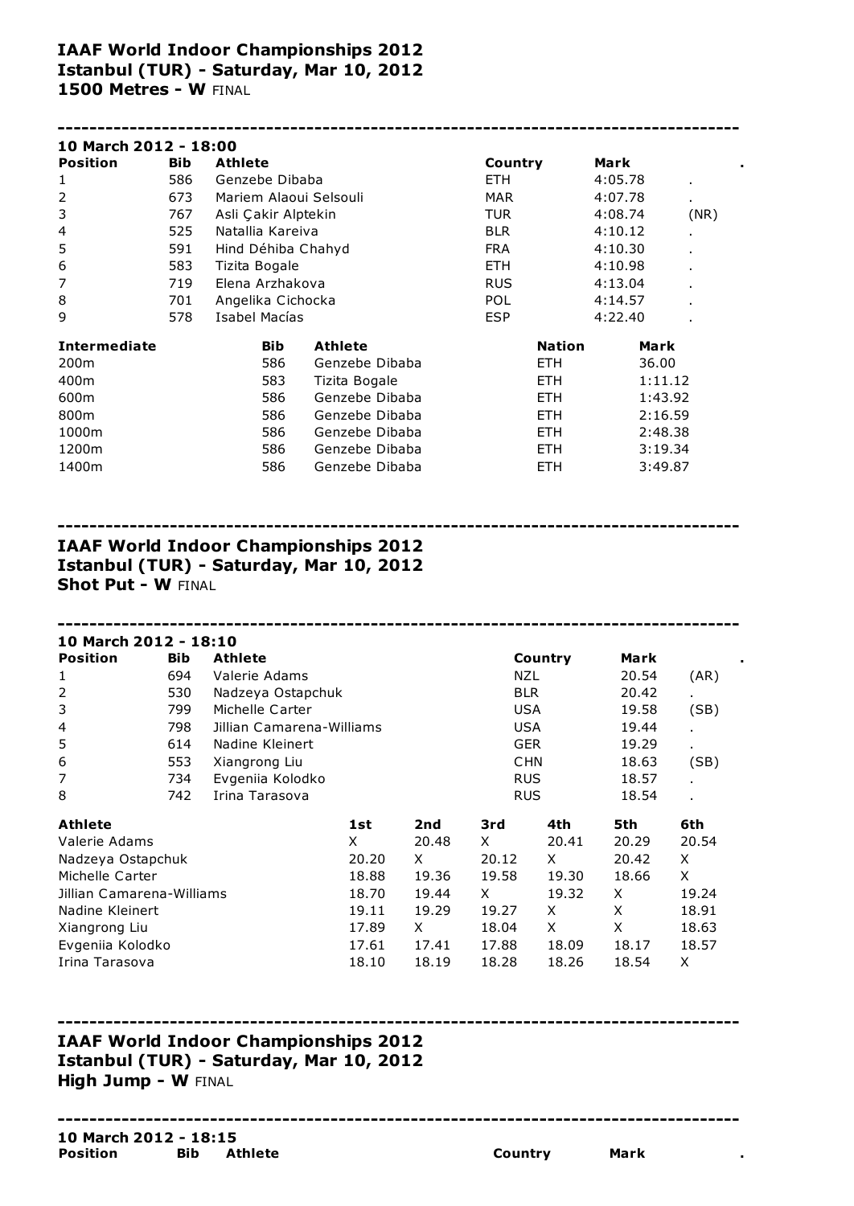**IAAF World Indoor Championships 2012**
**Istanbul (TUR) - Saturday, Mar 10, 2012**
**1500 Metres - W** FINAL

---

**10 March 2012 - 18:00**

| Position | Bib | Athlete | Country | Mark | . |
|---|---|---|---|---|---|
| 1 | 586 | Genzebe Dibaba | ETH | 4:05.78 | . |
| 2 | 673 | Mariem Alaoui Selsouli | MAR | 4:07.78 | . |
| 3 | 767 | Asli Çakir Alptekin | TUR | 4:08.74 | (NR) |
| 4 | 525 | Natallia Kareiva | BLR | 4:10.12 | . |
| 5 | 591 | Hind Déhiba Chahyd | FRA | 4:10.30 | . |
| 6 | 583 | Tizita Bogale | ETH | 4:10.98 | . |
| 7 | 719 | Elena Arzhakova | RUS | 4:13.04 | . |
| 8 | 701 | Angelika Cichocka | POL | 4:14.57 | . |
| 9 | 578 | Isabel Macías | ESP | 4:22.40 | . |

| Intermediate | Bib | Athlete | Nation | Mark |
|---|---|---|---|---|
| 200m | 586 | Genzebe Dibaba | ETH | 36.00 |
| 400m | 583 | Tizita Bogale | ETH | 1:11.12 |
| 600m | 586 | Genzebe Dibaba | ETH | 1:43.92 |
| 800m | 586 | Genzebe Dibaba | ETH | 2:16.59 |
| 1000m | 586 | Genzebe Dibaba | ETH | 2:48.38 |
| 1200m | 586 | Genzebe Dibaba | ETH | 3:19.34 |
| 1400m | 586 | Genzebe Dibaba | ETH | 3:49.87 |

---

**IAAF World Indoor Championships 2012**
**Istanbul (TUR) - Saturday, Mar 10, 2012**
**Shot Put - W** FINAL

---

**10 March 2012 - 18:10**

| Position | Bib | Athlete | Country | Mark | . |
|---|---|---|---|---|---|
| 1 | 694 | Valerie Adams | NZL | 20.54 | (AR) |
| 2 | 530 | Nadzeya Ostapchuk | BLR | 20.42 | . |
| 3 | 799 | Michelle Carter | USA | 19.58 | (SB) |
| 4 | 798 | Jillian Camarena-Williams | USA | 19.44 | . |
| 5 | 614 | Nadine Kleinert | GER | 19.29 | . |
| 6 | 553 | Xiangrong Liu | CHN | 18.63 | (SB) |
| 7 | 734 | Evgeniia Kolodko | RUS | 18.57 | . |
| 8 | 742 | Irina Tarasova | RUS | 18.54 | . |

| Athlete | 1st | 2nd | 3rd | 4th | 5th | 6th |
|---|---|---|---|---|---|---|
| Valerie Adams | X | 20.48 | X | 20.41 | 20.29 | 20.54 |
| Nadzeya Ostapchuk | 20.20 | X | 20.12 | X | 20.42 | X |
| Michelle Carter | 18.88 | 19.36 | 19.58 | 19.30 | 18.66 | X |
| Jillian Camarena-Williams | 18.70 | 19.44 | X | 19.32 | X | 19.24 |
| Nadine Kleinert | 19.11 | 19.29 | 19.27 | X | X | 18.91 |
| Xiangrong Liu | 17.89 | X | 18.04 | X | X | 18.63 |
| Evgeniia Kolodko | 17.61 | 17.41 | 17.88 | 18.09 | 18.17 | 18.57 |
| Irina Tarasova | 18.10 | 18.19 | 18.28 | 18.26 | 18.54 | X |

---

**IAAF World Indoor Championships 2012**
**Istanbul (TUR) - Saturday, Mar 10, 2012**
**High Jump - W** FINAL

---

**10 March 2012 - 18:15**

| Position | Bib | Athlete | Country | Mark | . |
|---|---|---|---|---|---|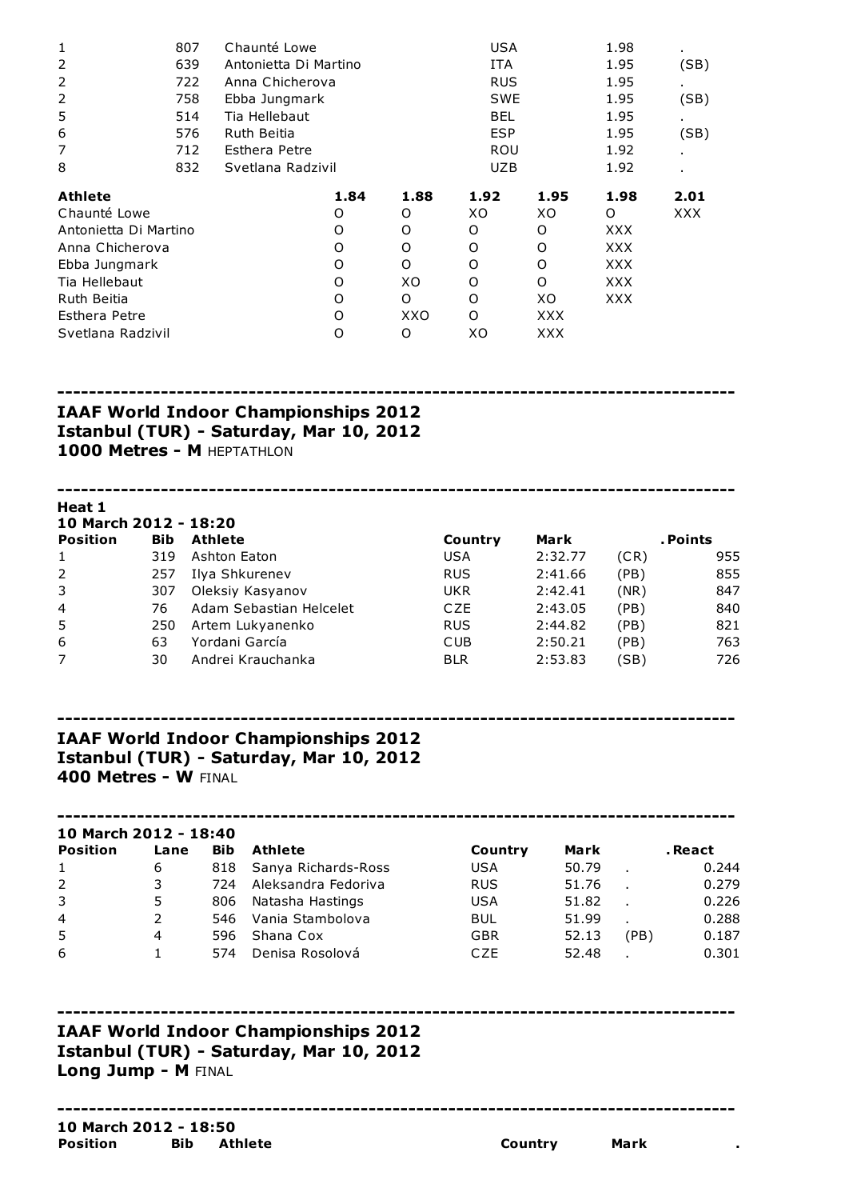| | | | | | |
|---|---|---|---|---|---|
| 1 | 807 | Chaunté Lowe | USA | 1.98 | . |
| 2 | 639 | Antonietta Di Martino | ITA | 1.95 | (SB) |
| 2 | 722 | Anna Chicherova | RUS | 1.95 | . |
| 2 | 758 | Ebba Jungmark | SWE | 1.95 | (SB) |
| 5 | 514 | Tia Hellebaut | BEL | 1.95 | . |
| 6 | 576 | Ruth Beitia | ESP | 1.95 | (SB) |
| 7 | 712 | Esthera Petre | ROU | 1.92 | . |
| 8 | 832 | Svetlana Radzivil | UZB | 1.92 | . |

| **Athlete** | **1.84** | **1.88** | **1.92** | **1.95** | **1.98** | **2.01** |
|---|---|---|---|---|---|---|
| Chaunté Lowe | O | O | XO | XO | O | XXX |
| Antonietta Di Martino | O | O | O | O | XXX | |
| Anna Chicherova | O | O | O | O | XXX | |
| Ebba Jungmark | O | O | O | O | XXX | |
| Tia Hellebaut | O | XO | O | O | XXX | |
| Ruth Beitia | O | O | O | XO | XXX | |
| Esthera Petre | O | XXO | O | XXX | | |
| Svetlana Radzivil | O | O | XO | XXX | | |

---

**IAAF World Indoor Championships 2012**
**Istanbul (TUR) - Saturday, Mar 10, 2012**
**1000 Metres - M** HEPTATHLON

---

**Heat 1**
**10 March 2012 - 18:20**

| **Position** | **Bib** | **Athlete** | **Country** | **Mark** | | **. Points** |
|---|---|---|---|---|---|---|
| 1 | 319 | Ashton Eaton | USA | 2:32.77 | (CR) | 955 |
| 2 | 257 | Ilya Shkurenev | RUS | 2:41.66 | (PB) | 855 |
| 3 | 307 | Oleksiy Kasyanov | UKR | 2:42.41 | (NR) | 847 |
| 4 | 76 | Adam Sebastian Helcelet | CZE | 2:43.05 | (PB) | 840 |
| 5 | 250 | Artem Lukyanenko | RUS | 2:44.82 | (PB) | 821 |
| 6 | 63 | Yordani García | CUB | 2:50.21 | (PB) | 763 |
| 7 | 30 | Andrei Krauchanka | BLR | 2:53.83 | (SB) | 726 |

---

**IAAF World Indoor Championships 2012**
**Istanbul (TUR) - Saturday, Mar 10, 2012**
**400 Metres - W** FINAL

---

**10 March 2012 - 18:40**

| **Position** | **Lane** | **Bib** | **Athlete** | **Country** | **Mark** | | **. React** |
|---|---|---|---|---|---|---|---|
| 1 | 6 | 818 | Sanya Richards-Ross | USA | 50.79 | . | 0.244 |
| 2 | 3 | 724 | Aleksandra Fedoriva | RUS | 51.76 | . | 0.279 |
| 3 | 5 | 806 | Natasha Hastings | USA | 51.82 | . | 0.226 |
| 4 | 2 | 546 | Vania Stambolova | BUL | 51.99 | . | 0.288 |
| 5 | 4 | 596 | Shana Cox | GBR | 52.13 | (PB) | 0.187 |
| 6 | 1 | 574 | Denisa Rosolová | CZE | 52.48 | . | 0.301 |

---

**IAAF World Indoor Championships 2012**
**Istanbul (TUR) - Saturday, Mar 10, 2012**
**Long Jump - M** FINAL

---

**10 March 2012 - 18:50**

| **Position** | **Bib** | **Athlete** | **Country** | **Mark** | **.** |
|---|---|---|---|---|---|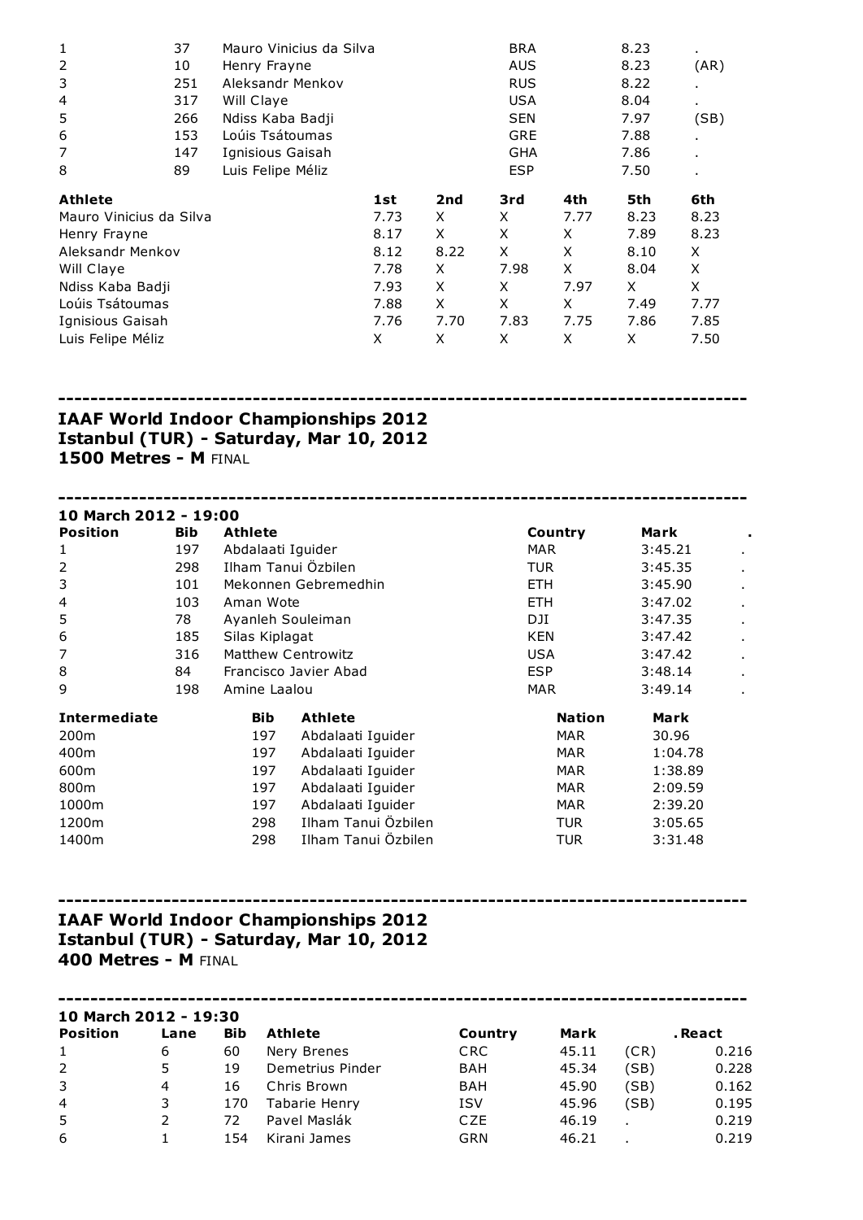| Position | Bib | Athlete | Country | Mark | . |
|---|---|---|---|---|---|
| 1 | 37 | Mauro Vinicius da Silva | BRA | 8.23 | . |
| 2 | 10 | Henry Frayne | AUS | 8.23 | (AR) |
| 3 | 251 | Aleksandr Menkov | RUS | 8.22 | . |
| 4 | 317 | Will Claye | USA | 8.04 | . |
| 5 | 266 | Ndiss Kaba Badji | SEN | 7.97 | (SB) |
| 6 | 153 | Loúis Tsátoumas | GRE | 7.88 | . |
| 7 | 147 | Ignisious Gaisah | GHA | 7.86 | . |
| 8 | 89 | Luis Felipe Méliz | ESP | 7.50 | . |

| Athlete | 1st | 2nd | 3rd | 4th | 5th | 6th |
|---|---|---|---|---|---|---|
| Mauro Vinicius da Silva | 7.73 | X | X | 7.77 | 8.23 | 8.23 |
| Henry Frayne | 8.17 | X | X | X | 7.89 | 8.23 |
| Aleksandr Menkov | 8.12 | 8.22 | X | X | 8.10 | X |
| Will Claye | 7.78 | X | 7.98 | X | 8.04 | X |
| Ndiss Kaba Badji | 7.93 | X | X | 7.97 | X | X |
| Loúis Tsátoumas | 7.88 | X | X | X | 7.49 | 7.77 |
| Ignisious Gaisah | 7.76 | 7.70 | 7.83 | 7.75 | 7.86 | 7.85 |
| Luis Felipe Méliz | X | X | X | X | X | 7.50 |

---

## IAAF World Indoor Championships 2012
## Istanbul (TUR) - Saturday, Mar 10, 2012
### 1500 Metres - M FINAL

---

**10 March 2012 - 19:00**

| Position | Bib | Athlete | Country | Mark | . |
|---|---|---|---|---|---|
| 1 | 197 | Abdalaati Iguider | MAR | 3:45.21 | . |
| 2 | 298 | Ilham Tanui Özbilen | TUR | 3:45.35 | . |
| 3 | 101 | Mekonnen Gebremedhin | ETH | 3:45.90 | . |
| 4 | 103 | Aman Wote | ETH | 3:47.02 | . |
| 5 | 78 | Ayanleh Souleiman | DJI | 3:47.35 | . |
| 6 | 185 | Silas Kiplagat | KEN | 3:47.42 | . |
| 7 | 316 | Matthew Centrowitz | USA | 3:47.42 | . |
| 8 | 84 | Francisco Javier Abad | ESP | 3:48.14 | . |
| 9 | 198 | Amine Laalou | MAR | 3:49.14 | . |

| Intermediate | Bib | Athlete | Nation | Mark |
|---|---|---|---|---|
| 200m | 197 | Abdalaati Iguider | MAR | 30.96 |
| 400m | 197 | Abdalaati Iguider | MAR | 1:04.78 |
| 600m | 197 | Abdalaati Iguider | MAR | 1:38.89 |
| 800m | 197 | Abdalaati Iguider | MAR | 2:09.59 |
| 1000m | 197 | Abdalaati Iguider | MAR | 2:39.20 |
| 1200m | 298 | Ilham Tanui Özbilen | TUR | 3:05.65 |
| 1400m | 298 | Ilham Tanui Özbilen | TUR | 3:31.48 |

---

## IAAF World Indoor Championships 2012
## Istanbul (TUR) - Saturday, Mar 10, 2012
### 400 Metres - M FINAL

---

**10 March 2012 - 19:30**

| Position | Lane | Bib | Athlete | Country | Mark | . | React |
|---|---|---|---|---|---|---|---|
| 1 | 6 | 60 | Nery Brenes | CRC | 45.11 | (CR) | 0.216 |
| 2 | 5 | 19 | Demetrius Pinder | BAH | 45.34 | (SB) | 0.228 |
| 3 | 4 | 16 | Chris Brown | BAH | 45.90 | (SB) | 0.162 |
| 4 | 3 | 170 | Tabarie Henry | ISV | 45.96 | (SB) | 0.195 |
| 5 | 2 | 72 | Pavel Maslák | CZE | 46.19 | . | 0.219 |
| 6 | 1 | 154 | Kirani James | GRN | 46.21 | . | 0.219 |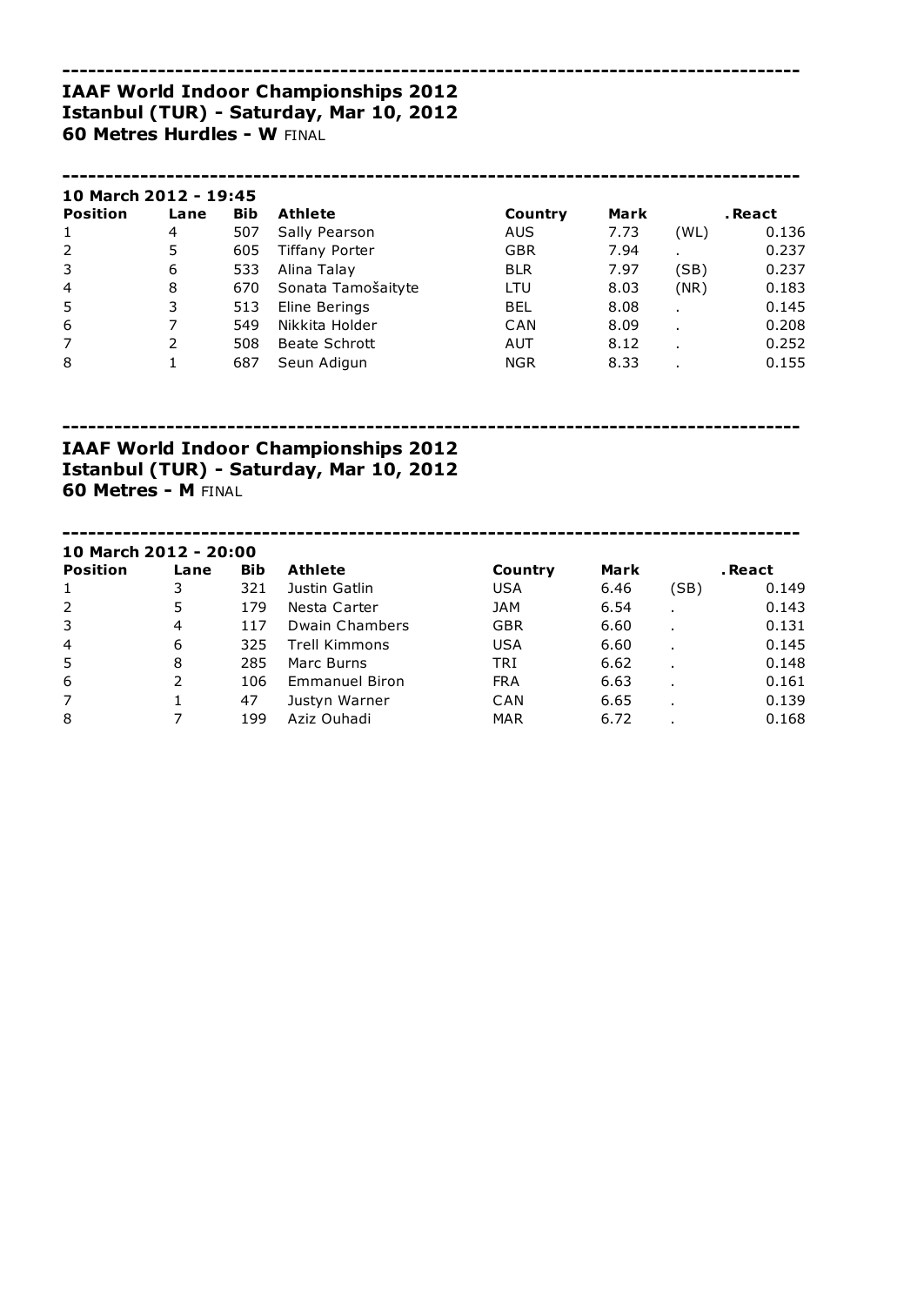**IAAF World Indoor Championships 2012**
**Istanbul (TUR) - Saturday, Mar 10, 2012**
**60 Metres Hurdles - W** FINAL

**10 March 2012 - 19:45**

| Position | Lane | Bib | Athlete | Country | Mark | | .React |
|---|---|---|---|---|---|---|---|
| 1 | 4 | 507 | Sally Pearson | AUS | 7.73 | (WL) | 0.136 |
| 2 | 5 | 605 | Tiffany Porter | GBR | 7.94 | . | 0.237 |
| 3 | 6 | 533 | Alina Talay | BLR | 7.97 | (SB) | 0.237 |
| 4 | 8 | 670 | Sonata Tamošaityte | LTU | 8.03 | (NR) | 0.183 |
| 5 | 3 | 513 | Eline Berings | BEL | 8.08 | . | 0.145 |
| 6 | 7 | 549 | Nikkita Holder | CAN | 8.09 | . | 0.208 |
| 7 | 2 | 508 | Beate Schrott | AUT | 8.12 | . | 0.252 |
| 8 | 1 | 687 | Seun Adigun | NGR | 8.33 | . | 0.155 |

**IAAF World Indoor Championships 2012**
**Istanbul (TUR) - Saturday, Mar 10, 2012**
**60 Metres - M** FINAL

**10 March 2012 - 20:00**

| Position | Lane | Bib | Athlete | Country | Mark | | .React |
|---|---|---|---|---|---|---|---|
| 1 | 3 | 321 | Justin Gatlin | USA | 6.46 | (SB) | 0.149 |
| 2 | 5 | 179 | Nesta Carter | JAM | 6.54 | . | 0.143 |
| 3 | 4 | 117 | Dwain Chambers | GBR | 6.60 | . | 0.131 |
| 4 | 6 | 325 | Trell Kimmons | USA | 6.60 | . | 0.145 |
| 5 | 8 | 285 | Marc Burns | TRI | 6.62 | . | 0.148 |
| 6 | 2 | 106 | Emmanuel Biron | FRA | 6.63 | . | 0.161 |
| 7 | 1 | 47 | Justyn Warner | CAN | 6.65 | . | 0.139 |
| 8 | 7 | 199 | Aziz Ouhadi | MAR | 6.72 | . | 0.168 |